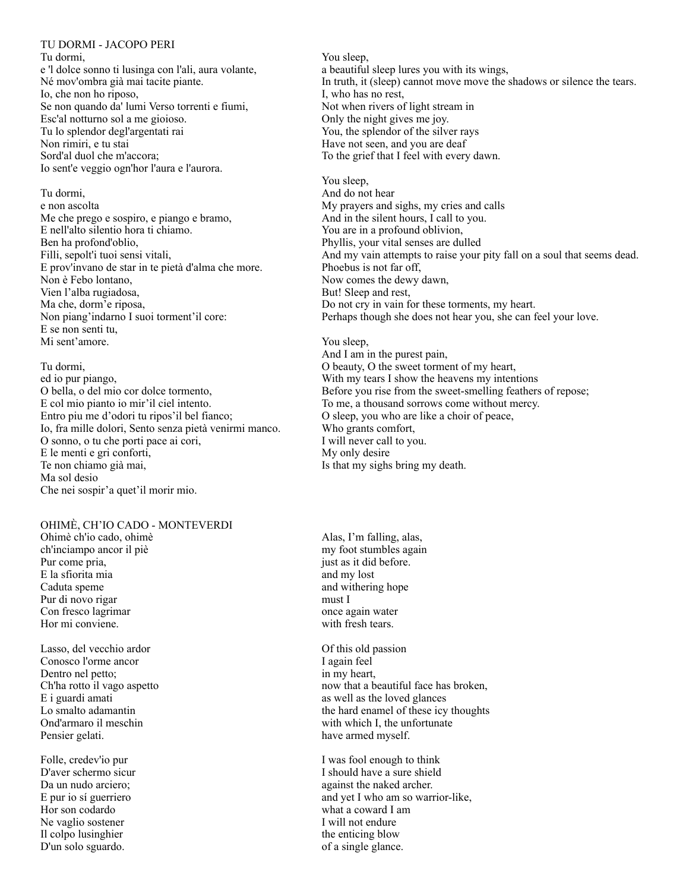## TU DORMI - JACOPO PERI

Tu dormi,
e 'l dolce sonno ti lusinga con l'ali, aura volante,
Né mov'ombra già mai tacite piante.
Io, che non ho riposo,
Se non quando da' lumi Verso torrenti e fiumi,
Esc'al notturno sol a me gioioso.
Tu lo splendor degl'argentati rai
Non rimiri, e tu stai
Sord'al duol che m'accora;
Io sent'e veggio ogn'hor l'aura e l'aurora.

Tu dormi,
e non ascolta
Me che prego e sospiro, e piango e bramo,
E nell'alto silentio hora ti chiamo.
Ben ha profond'oblio,
Filli, sepolt'i tuoi sensi vitali,
E prov'invano de star in te pietà d'alma che more.
Non è Febo lontano,
Vien l'alba rugiadosa,
Ma che, dorm'e riposa,
Non piang'indarno I suoi torment'il core:
E se non senti tu,
Mi sent'amore.

Tu dormi,
ed io pur piango,
O bella, o del mio cor dolce tormento,
E col mio pianto io mir'il ciel intento.
Entro piu me d'odori tu ripos'il bel fianco;
Io, fra mille dolori, Sento senza pietà venirmi manco.
O sonno, o tu che porti pace ai cori,
E le menti e gri conforti,
Te non chiamo già mai,
Ma sol desio
Che nei sospir'a quet'il morir mio.

You sleep,
a beautiful sleep lures you with its wings,
In truth, it (sleep) cannot move move the shadows or silence the tears.
I, who has no rest,
Not when rivers of light stream in
Only the night gives me joy.
You, the splendor of the silver rays
Have not seen, and you are deaf
To the grief that I feel with every dawn.

You sleep,
And do not hear
My prayers and sighs, my cries and calls
And in the silent hours, I call to you.
You are in a profound oblivion,
Phyllis, your vital senses are dulled
And my vain attempts to raise your pity fall on a soul that seems dead.
Phoebus is not far off,
Now comes the dewy dawn,
But! Sleep and rest,
Do not cry in vain for these torments, my heart.
Perhaps though she does not hear you, she can feel your love.

You sleep,
And I am in the purest pain,
O beauty, O the sweet torment of my heart,
With my tears I show the heavens my intentions
Before you rise from the sweet-smelling feathers of repose;
To me, a thousand sorrows come without mercy.
O sleep, you who are like a choir of peace,
Who grants comfort,
I will never call to you.
My only desire
Is that my sighs bring my death.

## OHIMÈ, CH'IO CADO - MONTEVERDI

Ohimè ch'io cado, ohimè
ch'inciampo ancor il piè
Pur come pria,
E la sfiorita mia
Caduta speme
Pur di novo rigar
Con fresco lagrimar
Hor mi conviene.

Lasso, del vecchio ardor
Conosco l'orme ancor
Dentro nel petto;
Ch'ha rotto il vago aspetto
E i guardi amati
Lo smalto adamantin
Ond'armaro il meschin
Pensier gelati.

Folle, credev'io pur
D'aver schermo sicur
Da un nudo arciero;
E pur io sí guerriero
Hor son codardo
Ne vaglio sostener
Il colpo lusinghier
D'un solo sguardo.

Alas, I'm falling, alas,
my foot stumbles again
just as it did before.
and my lost
and withering hope
must I
once again water
with fresh tears.

Of this old passion
I again feel
in my heart,
now that a beautiful face has broken,
as well as the loved glances
the hard enamel of these icy thoughts
with which I, the unfortunate
have armed myself.

I was fool enough to think
I should have a sure shield
against the naked archer.
and yet I who am so warrior-like,
what a coward I am
I will not endure
the enticing blow
of a single glance.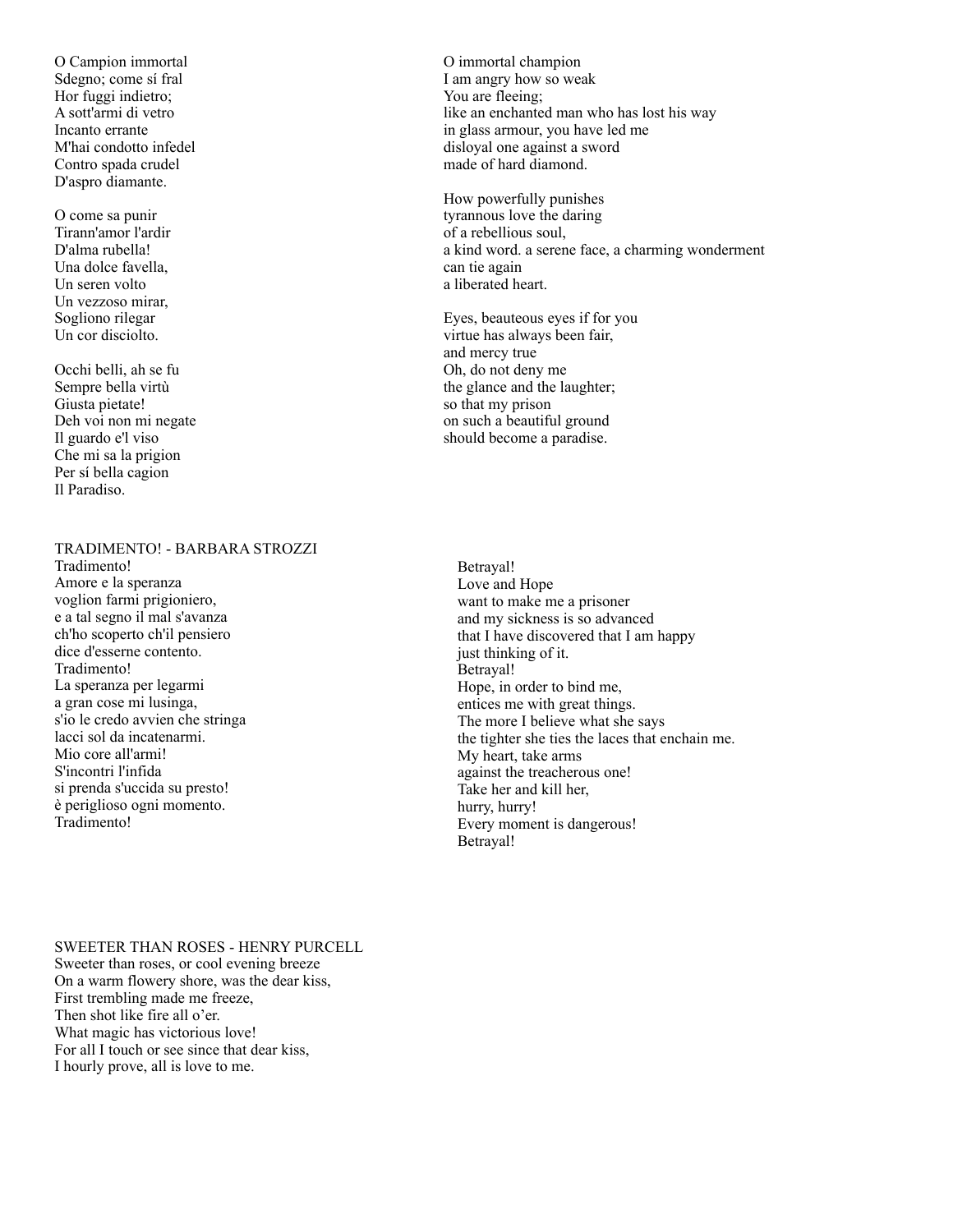O Campion immortal
Sdegno; come sí fral
Hor fuggi indietro;
A sott'armi di vetro
Incanto errante
M'hai condotto infedel
Contro spada crudel
D'aspro diamante.

O come sa punir
Tirann'amor l'ardir
D'alma rubella!
Una dolce favella,
Un seren volto
Un vezzoso mirar,
Sogliono rilegar
Un cor disciolto.

Occhi belli, ah se fu
Sempre bella virtù
Giusta pietate!
Deh voi non mi negate
Il guardo e'l viso
Che mi sa la prigion
Per sí bella cagion
Il Paradiso.

O immortal champion
I am angry how so weak
You are fleeing;
like an enchanted man who has lost his way
in glass armour, you have led me
disloyal one against a sword
made of hard diamond.

How powerfully punishes
tyrannous love the daring
of a rebellious soul,
a kind word. a serene face, a charming wonderment
can tie again
a liberated heart.

Eyes, beauteous eyes if for you
virtue has always been fair,
and mercy true
Oh, do not deny me
the glance and the laughter;
so that my prison
on such a beautiful ground
should become a paradise.

## TRADIMENTO! - BARBARA STROZZI

Tradimento!
Amore e la speranza
voglion farmi prigioniero,
e a tal segno il mal s'avanza
ch'ho scoperto ch'il pensiero
dice d'esserne contento.
Tradimento!
La speranza per legarmi
a gran cose mi lusinga,
s'io le credo avvien che stringa
lacci sol da incatenarmi.
Mio core all'armi!
S'incontri l'infida
si prenda s'uccida su presto!
è periglioso ogni momento.
Tradimento!

Betrayal!
Love and Hope
want to make me a prisoner
and my sickness is so advanced
that I have discovered that I am happy
just thinking of it.
Betrayal!
Hope, in order to bind me,
entices me with great things.
The more I believe what she says
the tighter she ties the laces that enchain me.
My heart, take arms
against the treacherous one!
Take her and kill her,
hurry, hurry!
Every moment is dangerous!
Betrayal!

## SWEETER THAN ROSES - HENRY PURCELL

Sweeter than roses, or cool evening breeze
On a warm flowery shore, was the dear kiss,
First trembling made me freeze,
Then shot like fire all o'er.
What magic has victorious love!
For all I touch or see since that dear kiss,
I hourly prove, all is love to me.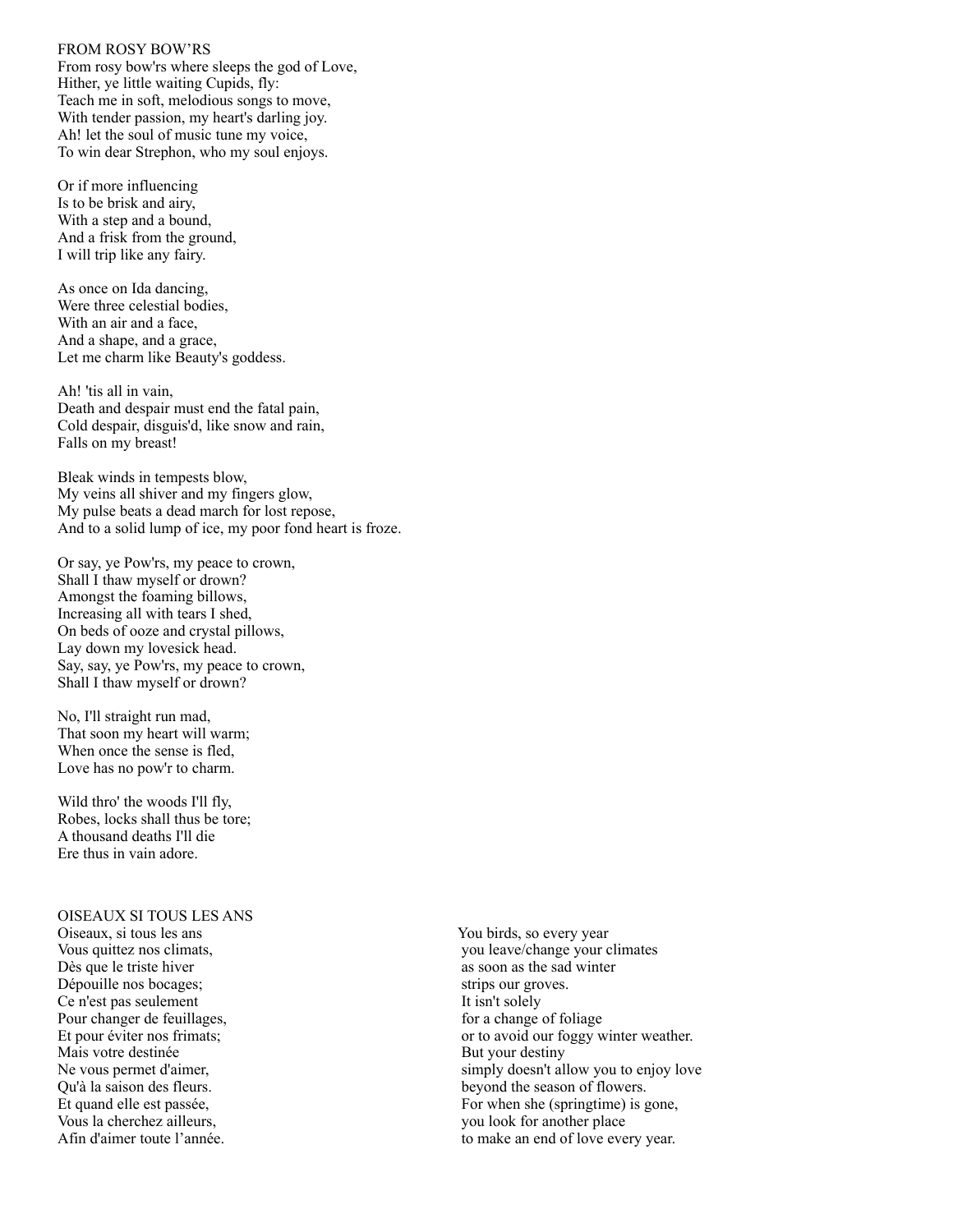## FROM ROSY BOW'RS

From rosy bow'rs where sleeps the god of Love,
Hither, ye little waiting Cupids, fly:
Teach me in soft, melodious songs to move,
With tender passion, my heart's darling joy.
Ah! let the soul of music tune my voice,
To win dear Strephon, who my soul enjoys.

Or if more influencing
Is to be brisk and airy,
With a step and a bound,
And a frisk from the ground,
I will trip like any fairy.

As once on Ida dancing,
Were three celestial bodies,
With an air and a face,
And a shape, and a grace,
Let me charm like Beauty's goddess.

Ah! 'tis all in vain,
Death and despair must end the fatal pain,
Cold despair, disguis'd, like snow and rain,
Falls on my breast!

Bleak winds in tempests blow,
My veins all shiver and my fingers glow,
My pulse beats a dead march for lost repose,
And to a solid lump of ice, my poor fond heart is froze.

Or say, ye Pow'rs, my peace to crown,
Shall I thaw myself or drown?
Amongst the foaming billows,
Increasing all with tears I shed,
On beds of ooze and crystal pillows,
Lay down my lovesick head.
Say, say, ye Pow'rs, my peace to crown,
Shall I thaw myself or drown?

No, I'll straight run mad,
That soon my heart will warm;
When once the sense is fled,
Love has no pow'r to charm.

Wild thro' the woods I'll fly,
Robes, locks shall thus be tore;
A thousand deaths I'll die
Ere thus in vain adore.

## OISEAUX SI TOUS LES ANS

| | |
|---|---|
| Oiseaux, si tous les ans | You birds, so every year |
| Vous quittez nos climats, | you leave/change your climates |
| Dès que le triste hiver | as soon as the sad winter |
| Dépouille nos bocages; | strips our groves. |
| Ce n'est pas seulement | It isn't solely |
| Pour changer de feuillages, | for a change of foliage |
| Et pour éviter nos frimats; | or to avoid our foggy winter weather. |
| Mais votre destinée | But your destiny |
| Ne vous permet d'aimer, | simply doesn't allow you to enjoy love |
| Qu'à la saison des fleurs. | beyond the season of flowers. |
| Et quand elle est passée, | For when she (springtime) is gone, |
| Vous la cherchez ailleurs, | you look for another place |
| Afin d'aimer toute l'année. | to make an end of love every year. |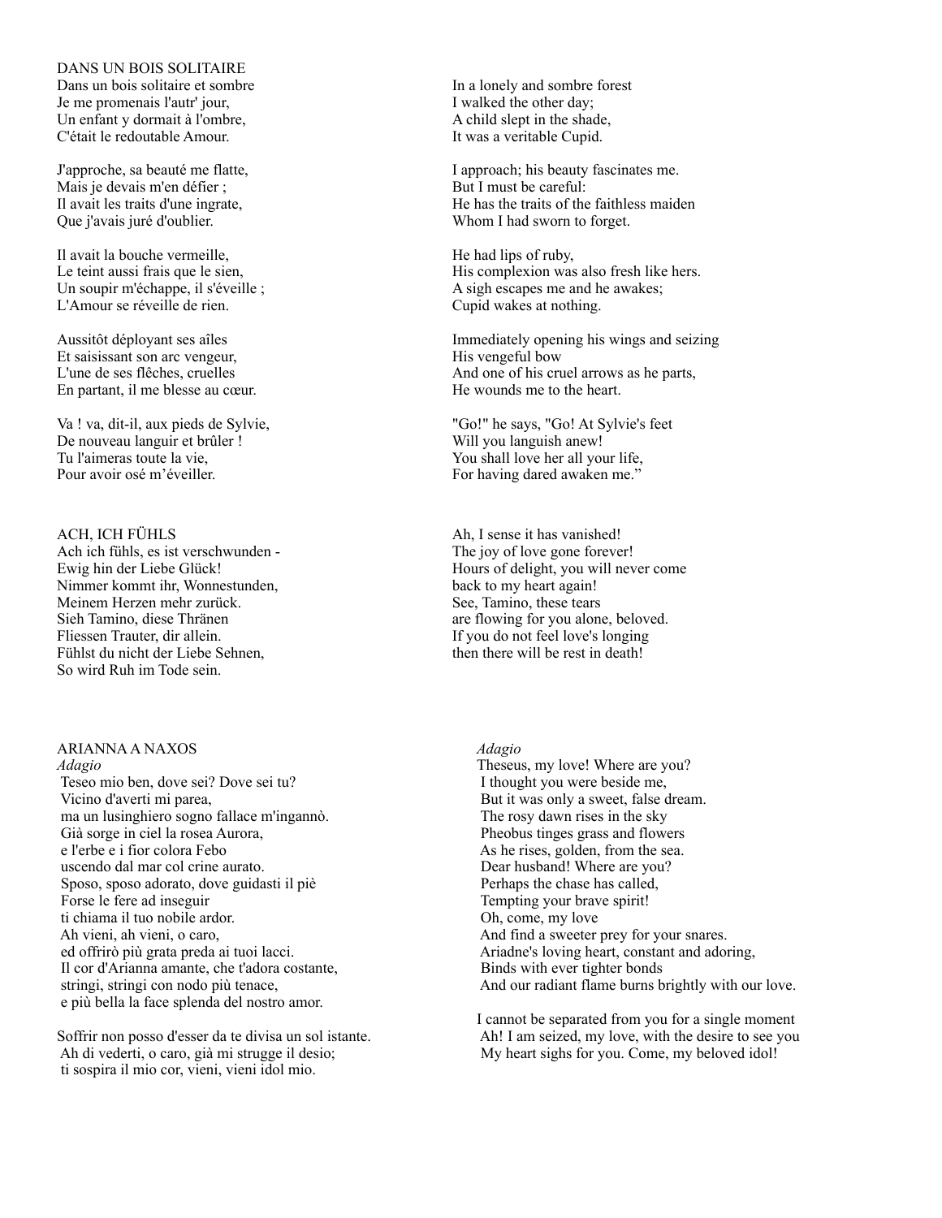## DANS UN BOIS SOLITAIRE

Dans un bois solitaire et sombre
Je me promenais l'autr' jour,
Un enfant y dormait à l'ombre,
C'était le redoutable Amour.

In a lonely and sombre forest
I walked the other day;
A child slept in the shade,
It was a veritable Cupid.

J'approche, sa beauté me flatte,
Mais je devais m'en défier ;
Il avait les traits d'une ingrate,
Que j'avais juré d'oublier.

I approach; his beauty fascinates me.
But I must be careful:
He has the traits of the faithless maiden
Whom I had sworn to forget.

Il avait la bouche vermeille,
Le teint aussi frais que le sien,
Un soupir m'échappe, il s'éveille ;
L'Amour se réveille de rien.

He had lips of ruby,
His complexion was also fresh like hers.
A sigh escapes me and he awakes;
Cupid wakes at nothing.

Aussitôt déployant ses aîles
Et saisissant son arc vengeur,
L'une de ses flêches, cruelles
En partant, il me blesse au cœur.

Immediately opening his wings and seizing
His vengeful bow
And one of his cruel arrows as he parts,
He wounds me to the heart.

Va ! va, dit-il, aux pieds de Sylvie,
De nouveau languir et brûler !
Tu l'aimeras toute la vie,
Pour avoir osé m'éveiller.

"Go!" he says, "Go! At Sylvie's feet
Will you languish anew!
You shall love her all your life,
For having dared awaken me."

## ACH, ICH FÜHLS

Ach ich fühls, es ist verschwunden -
Ewig hin der Liebe Glück!
Nimmer kommt ihr, Wonnestunden,
Meinem Herzen mehr zurück.
Sieh Tamino, diese Thränen
Fliessen Trauter, dir allein.
Fühlst du nicht der Liebe Sehnen,
So wird Ruh im Tode sein.

Ah, I sense it has vanished!
The joy of love gone forever!
Hours of delight, you will never come
back to my heart again!
See, Tamino, these tears
are flowing for you alone, beloved.
If you do not feel love's longing
then there will be rest in death!

## ARIANNA A NAXOS

*Adagio*

Teseo mio ben, dove sei? Dove sei tu?
Vicino d'averti mi parea,
ma un lusinghiero sogno fallace m'ingannò.
Già sorge in ciel la rosea Aurora,
e l'erbe e i fior colora Febo
uscendo dal mar col crine aurato.
Sposo, sposo adorato, dove guidasti il piè
Forse le fere ad inseguir
ti chiama il tuo nobile ardor.
Ah vieni, ah vieni, o caro,
ed offrirò più grata preda ai tuoi lacci.
Il cor d'Arianna amante, che t'adora costante,
stringi, stringi con nodo più tenace,
e più bella la face splenda del nostro amor.

Soffrir non posso d'esser da te divisa un sol istante.
Ah di vederti, o caro, già mi strugge il desio;
ti sospira il mio cor, vieni, vieni idol mio.

*Adagio*

Theseus, my love! Where are you?
I thought you were beside me,
But it was only a sweet, false dream.
The rosy dawn rises in the sky
Pheobus tinges grass and flowers
As he rises, golden, from the sea.
Dear husband! Where are you?
Perhaps the chase has called,
Tempting your brave spirit!
Oh, come, my love
And find a sweeter prey for your snares.
Ariadne's loving heart, constant and adoring,
Binds with ever tighter bonds
And our radiant flame burns brightly with our love.

I cannot be separated from you for a single moment
Ah! I am seized, my love, with the desire to see you
My heart sighs for you. Come, my beloved idol!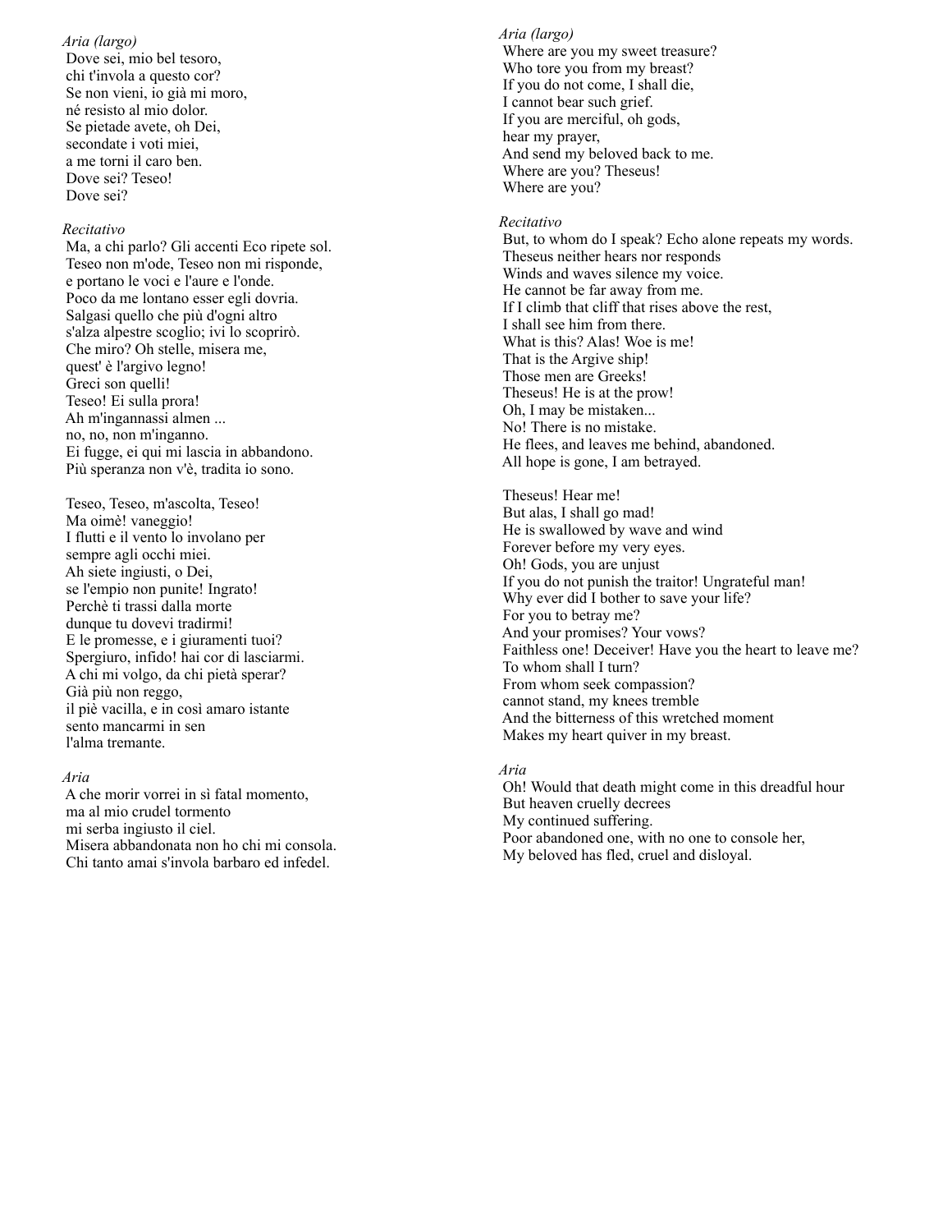*Aria (largo)*
Dove sei, mio bel tesoro,
chi t'invola a questo cor?
Se non vieni, io già mi moro,
né resisto al mio dolor.
Se pietade avete, oh Dei,
secondate i voti miei,
a me torni il caro ben.
Dove sei? Teseo!
Dove sei?

*Recitativo*
Ma, a chi parlo? Gli accenti Eco ripete sol.
Teseo non m'ode, Teseo non mi risponde,
e portano le voci e l'aure e l'onde.
Poco da me lontano esser egli dovria.
Salgasi quello che più d'ogni altro
s'alza alpestre scoglio; ivi lo scoprirò.
Che miro? Oh stelle, misera me,
quest' è l'argivo legno!
Greci son quelli!
Teseo! Ei sulla prora!
Ah m'ingannassi almen ...
no, no, non m'inganno.
Ei fugge, ei qui mi lascia in abbandono.
Più speranza non v'è, tradita io sono.

Teseo, Teseo, m'ascolta, Teseo!
Ma oimè! vaneggio!
I flutti e il vento lo involano per
sempre agli occhi miei.
Ah siete ingiusti, o Dei,
se l'empio non punite! Ingrato!
Perchè ti trassi dalla morte
dunque tu dovevi tradirmi!
E le promesse, e i giuramenti tuoi?
Spergiuro, infido! hai cor di lasciarmi.
A chi mi volgo, da chi pietà sperar?
Già più non reggo,
il piè vacilla, e in così amaro istante
sento mancarmi in sen
l'alma tremante.

*Aria*
A che morir vorrei in sì fatal momento,
ma al mio crudel tormento
mi serba ingiusto il ciel.
Misera abbandonata non ho chi mi consola.
Chi tanto amai s'invola barbaro ed infedel.

*Aria (largo)*
Where are you my sweet treasure?
Who tore you from my breast?
If you do not come, I shall die,
I cannot bear such grief.
If you are merciful, oh gods,
hear my prayer,
And send my beloved back to me.
Where are you? Theseus!
Where are you?

*Recitativo*
But, to whom do I speak? Echo alone repeats my words.
Theseus neither hears nor responds
Winds and waves silence my voice.
He cannot be far away from me.
If I climb that cliff that rises above the rest,
I shall see him from there.
What is this? Alas! Woe is me!
That is the Argive ship!
Those men are Greeks!
Theseus! He is at the prow!
Oh, I may be mistaken...
No! There is no mistake.
He flees, and leaves me behind, abandoned.
All hope is gone, I am betrayed.

Theseus! Hear me!
But alas, I shall go mad!
He is swallowed by wave and wind
Forever before my very eyes.
Oh! Gods, you are unjust
If you do not punish the traitor! Ungrateful man!
Why ever did I bother to save your life?
For you to betray me?
And your promises? Your vows?
Faithless one! Deceiver! Have you the heart to leave me?
To whom shall I turn?
From whom seek compassion?
cannot stand, my knees tremble
And the bitterness of this wretched moment
Makes my heart quiver in my breast.

*Aria*
Oh! Would that death might come in this dreadful hour
But heaven cruelly decrees
My continued suffering.
Poor abandoned one, with no one to console her,
My beloved has fled, cruel and disloyal.